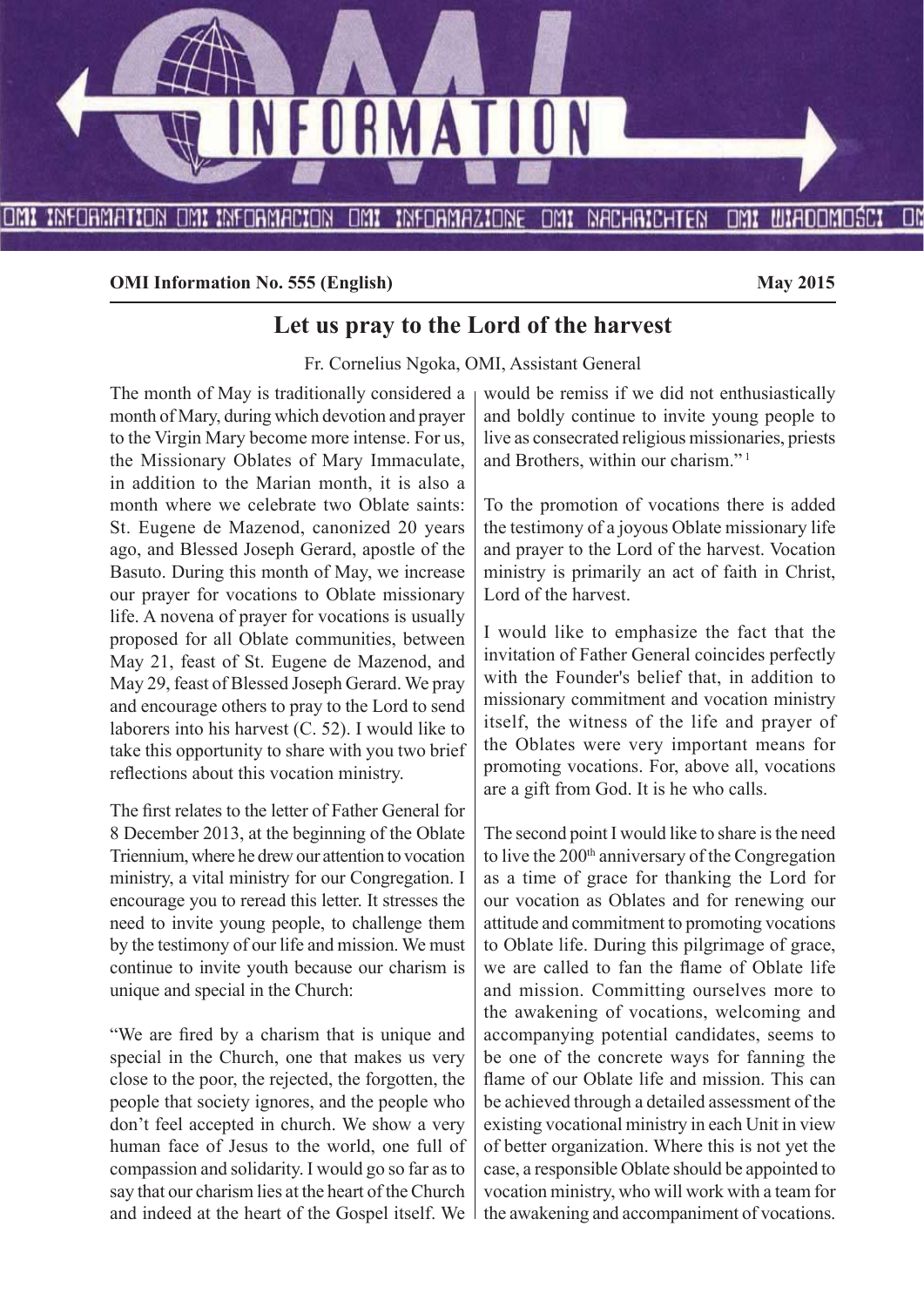**OMI Information No. 555 (English)** **May 2015**

# Let us pray to the Lord of the harvest

Fr. Cornelius Ngoka, OMI, Assistant General

The month of May is traditionally considered a month of Mary, during which devotion and prayer to the Virgin Mary become more intense. For us, the Missionary Oblates of Mary Immaculate, in addition to the Marian month, it is also a month where we celebrate two Oblate saints: St. Eugene de Mazenod, canonized 20 years ago, and Blessed Joseph Gerard, apostle of the Basuto. During this month of May, we increase our prayer for vocations to Oblate missionary life. A novena of prayer for vocations is usually proposed for all Oblate communities, between May 21, feast of St. Eugene de Mazenod, and May 29, feast of Blessed Joseph Gerard. We pray and encourage others to pray to the Lord to send laborers into his harvest (C. 52). I would like to take this opportunity to share with you two brief reflections about this vocation ministry.

The first relates to the letter of Father General for 8 December 2013, at the beginning of the Oblate Triennium, where he drew our attention to vocation ministry, a vital ministry for our Congregation. I encourage you to reread this letter. It stresses the need to invite young people, to challenge them by the testimony of our life and mission. We must continue to invite youth because our charism is unique and special in the Church:

"We are fired by a charism that is unique and special in the Church, one that makes us very close to the poor, the rejected, the forgotten, the people that society ignores, and the people who don't feel accepted in church. We show a very human face of Jesus to the world, one full of compassion and solidarity. I would go so far as to say that our charism lies at the heart of the Church and indeed at the heart of the Gospel itself. We would be remiss if we did not enthusiastically and boldly continue to invite young people to live as consecrated religious missionaries, priests and Brothers, within our charism." [1]

To the promotion of vocations there is added the testimony of a joyous Oblate missionary life and prayer to the Lord of the harvest. Vocation ministry is primarily an act of faith in Christ, Lord of the harvest.

I would like to emphasize the fact that the invitation of Father General coincides perfectly with the Founder's belief that, in addition to missionary commitment and vocation ministry itself, the witness of the life and prayer of the Oblates were very important means for promoting vocations. For, above all, vocations are a gift from God. It is he who calls.

The second point I would like to share is the need to live the 200th anniversary of the Congregation as a time of grace for thanking the Lord for our vocation as Oblates and for renewing our attitude and commitment to promoting vocations to Oblate life. During this pilgrimage of grace, we are called to fan the flame of Oblate life and mission. Committing ourselves more to the awakening of vocations, welcoming and accompanying potential candidates, seems to be one of the concrete ways for fanning the flame of our Oblate life and mission. This can be achieved through a detailed assessment of the existing vocational ministry in each Unit in view of better organization. Where this is not yet the case, a responsible Oblate should be appointed to vocation ministry, who will work with a team for the awakening and accompaniment of vocations.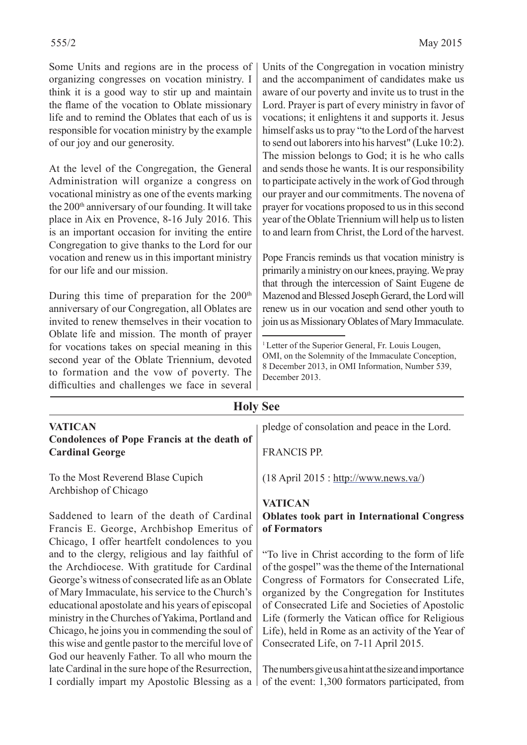Some Units and regions are in the process of organizing congresses on vocation ministry. I think it is a good way to stir up and maintain the flame of the vocation to Oblate missionary life and to remind the Oblates that each of us is responsible for vocation ministry by the example of our joy and our generosity.

At the level of the Congregation, the General Administration will organize a congress on vocational ministry as one of the events marking the 200th anniversary of our founding. It will take place in Aix en Provence, 8-16 July 2016. This is an important occasion for inviting the entire Congregation to give thanks to the Lord for our vocation and renew us in this important ministry for our life and our mission.

During this time of preparation for the 200th anniversary of our Congregation, all Oblates are invited to renew themselves in their vocation to Oblate life and mission. The month of prayer for vocations takes on special meaning in this second year of the Oblate Triennium, devoted to formation and the vow of poverty. The difficulties and challenges we face in several Units of the Congregation in vocation ministry and the accompaniment of candidates make us aware of our poverty and invite us to trust in the Lord. Prayer is part of every ministry in favor of vocations; it enlightens it and supports it. Jesus himself asks us to pray "to the Lord of the harvest to send out laborers into his harvest" (Luke 10:2). The mission belongs to God; it is he who calls and sends those he wants. It is our responsibility to participate actively in the work of God through our prayer and our commitments. The novena of prayer for vocations proposed to us in this second year of the Oblate Triennium will help us to listen to and learn from Christ, the Lord of the harvest.

Pope Francis reminds us that vocation ministry is primarily a ministry on our knees, praying. We pray that through the intercession of Saint Eugene de Mazenod and Blessed Joseph Gerard, the Lord will renew us in our vocation and send other youth to join us as Missionary Oblates of Mary Immaculate.

[1] Letter of the Superior General, Fr. Louis Lougen, OMI, on the Solemnity of the Immaculate Conception, 8 December 2013, in OMI Information, Number 539, December 2013.

## Holy See

**VATICAN**
**Condolences of Pope Francis at the death of Cardinal George**

To the Most Reverend Blase Cupich
Archbishop of Chicago

Saddened to learn of the death of Cardinal Francis E. George, Archbishop Emeritus of Chicago, I offer heartfelt condolences to you and to the clergy, religious and lay faithful of the Archdiocese. With gratitude for Cardinal George's witness of consecrated life as an Oblate of Mary Immaculate, his service to the Church's educational apostolate and his years of episcopal ministry in the Churches of Yakima, Portland and Chicago, he joins you in commending the soul of this wise and gentle pastor to the merciful love of God our heavenly Father. To all who mourn the late Cardinal in the sure hope of the Resurrection, I cordially impart my Apostolic Blessing as a pledge of consolation and peace in the Lord.

FRANCIS PP.

(18 April 2015 : http://www.news.va/)

**VATICAN**
**Oblates took part in International Congress of Formators**

"To live in Christ according to the form of life of the gospel" was the theme of the International Congress of Formators for Consecrated Life, organized by the Congregation for Institutes of Consecrated Life and Societies of Apostolic Life (formerly the Vatican office for Religious Life), held in Rome as an activity of the Year of Consecrated Life, on 7-11 April 2015.

The numbers give us a hint at the size and importance of the event: 1,300 formators participated, from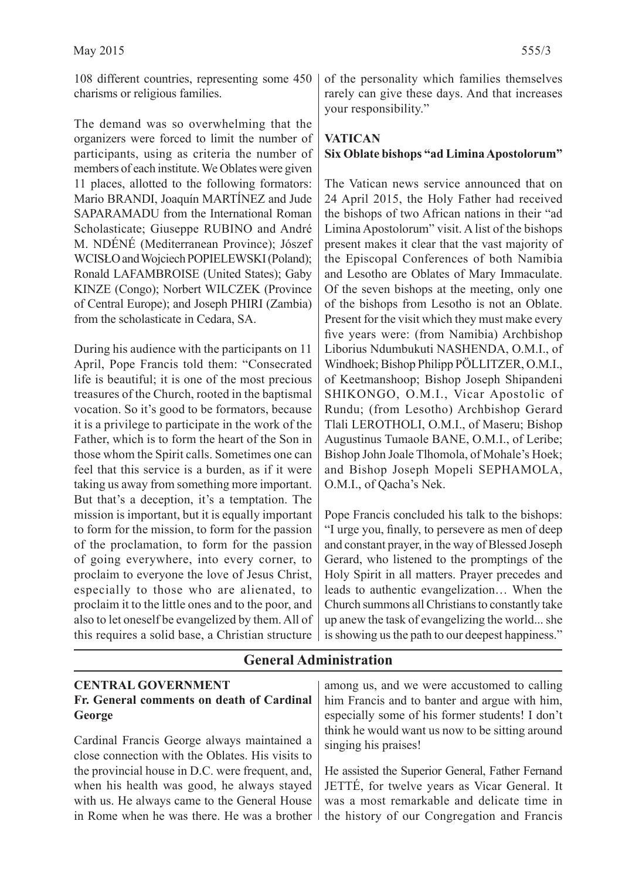108 different countries, representing some 450 charisms or religious families.

The demand was so overwhelming that the organizers were forced to limit the number of participants, using as criteria the number of members of each institute. We Oblates were given 11 places, allotted to the following formators: Mario BRANDI, Joaquín MARTÍNEZ and Jude SAPARAMADU from the International Roman Scholasticate; Giuseppe RUBINO and André M. NDÉNÉ (Mediterranean Province); Jószef WCISŁO and Wojciech POPIELEWSKI (Poland); Ronald LAFAMBROISE (United States); Gaby KINZE (Congo); Norbert WILCZEK (Province of Central Europe); and Joseph PHIRI (Zambia) from the scholasticate in Cedara, SA.

During his audience with the participants on 11 April, Pope Francis told them: "Consecrated life is beautiful; it is one of the most precious treasures of the Church, rooted in the baptismal vocation. So it's good to be formators, because it is a privilege to participate in the work of the Father, which is to form the heart of the Son in those whom the Spirit calls. Sometimes one can feel that this service is a burden, as if it were taking us away from something more important. But that's a deception, it's a temptation. The mission is important, but it is equally important to form for the mission, to form for the passion of the proclamation, to form for the passion of going everywhere, into every corner, to proclaim to everyone the love of Jesus Christ, especially to those who are alienated, to proclaim it to the little ones and to the poor, and also to let oneself be evangelized by them. All of this requires a solid base, a Christian structure of the personality which families themselves rarely can give these days. And that increases your responsibility."

**VATICAN**
**Six Oblate bishops "ad Limina Apostolorum"**

The Vatican news service announced that on 24 April 2015, the Holy Father had received the bishops of two African nations in their "ad Limina Apostolorum" visit. A list of the bishops present makes it clear that the vast majority of the Episcopal Conferences of both Namibia and Lesotho are Oblates of Mary Immaculate. Of the seven bishops at the meeting, only one of the bishops from Lesotho is not an Oblate. Present for the visit which they must make every five years were: (from Namibia) Archbishop Liborius Ndumbukuti NASHENDA, O.M.I., of Windhoek; Bishop Philipp PÖLLITZER, O.M.I., of Keetmanshoop; Bishop Joseph Shipandeni SHIKONGO, O.M.I., Vicar Apostolic of Rundu; (from Lesotho) Archbishop Gerard Tlali LEROTHOLI, O.M.I., of Maseru; Bishop Augustinus Tumaole BANE, O.M.I., of Leribe; Bishop John Joale Tlhomola, of Mohale's Hoek; and Bishop Joseph Mopeli SEPHAMOLA, O.M.I., of Qacha's Nek.

Pope Francis concluded his talk to the bishops: "I urge you, finally, to persevere as men of deep and constant prayer, in the way of Blessed Joseph Gerard, who listened to the promptings of the Holy Spirit in all matters. Prayer precedes and leads to authentic evangelization… When the Church summons all Christians to constantly take up anew the task of evangelizing the world... she is showing us the path to our deepest happiness."

## General Administration

**CENTRAL GOVERNMENT**
**Fr. General comments on death of Cardinal George**

Cardinal Francis George always maintained a close connection with the Oblates. His visits to the provincial house in D.C. were frequent, and, when his health was good, he always stayed with us. He always came to the General House in Rome when he was there. He was a brother among us, and we were accustomed to calling him Francis and to banter and argue with him, especially some of his former students! I don't think he would want us now to be sitting around singing his praises!

He assisted the Superior General, Father Fernand JETTÉ, for twelve years as Vicar General. It was a most remarkable and delicate time in the history of our Congregation and Francis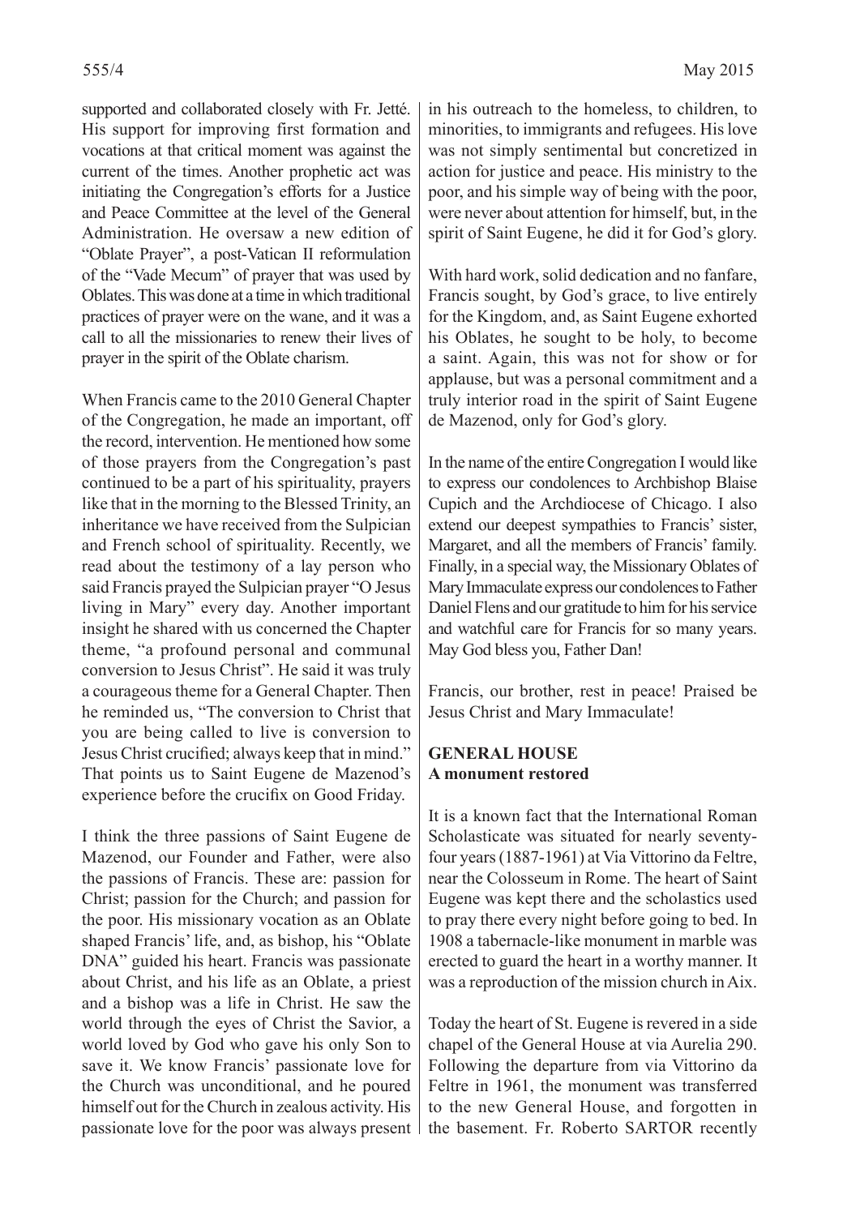supported and collaborated closely with Fr. Jetté. His support for improving first formation and vocations at that critical moment was against the current of the times. Another prophetic act was initiating the Congregation's efforts for a Justice and Peace Committee at the level of the General Administration. He oversaw a new edition of "Oblate Prayer", a post-Vatican II reformulation of the "Vade Mecum" of prayer that was used by Oblates. This was done at a time in which traditional practices of prayer were on the wane, and it was a call to all the missionaries to renew their lives of prayer in the spirit of the Oblate charism.

When Francis came to the 2010 General Chapter of the Congregation, he made an important, off the record, intervention. He mentioned how some of those prayers from the Congregation's past continued to be a part of his spirituality, prayers like that in the morning to the Blessed Trinity, an inheritance we have received from the Sulpician and French school of spirituality. Recently, we read about the testimony of a lay person who said Francis prayed the Sulpician prayer "O Jesus living in Mary" every day. Another important insight he shared with us concerned the Chapter theme, "a profound personal and communal conversion to Jesus Christ". He said it was truly a courageous theme for a General Chapter. Then he reminded us, "The conversion to Christ that you are being called to live is conversion to Jesus Christ crucified; always keep that in mind." That points us to Saint Eugene de Mazenod's experience before the crucifix on Good Friday.

I think the three passions of Saint Eugene de Mazenod, our Founder and Father, were also the passions of Francis. These are: passion for Christ; passion for the Church; and passion for the poor. His missionary vocation as an Oblate shaped Francis' life, and, as bishop, his "Oblate DNA" guided his heart. Francis was passionate about Christ, and his life as an Oblate, a priest and a bishop was a life in Christ. He saw the world through the eyes of Christ the Savior, a world loved by God who gave his only Son to save it. We know Francis' passionate love for the Church was unconditional, and he poured himself out for the Church in zealous activity. His passionate love for the poor was always present in his outreach to the homeless, to children, to minorities, to immigrants and refugees. His love was not simply sentimental but concretized in action for justice and peace. His ministry to the poor, and his simple way of being with the poor, were never about attention for himself, but, in the spirit of Saint Eugene, he did it for God's glory.

With hard work, solid dedication and no fanfare, Francis sought, by God's grace, to live entirely for the Kingdom, and, as Saint Eugene exhorted his Oblates, he sought to be holy, to become a saint. Again, this was not for show or for applause, but was a personal commitment and a truly interior road in the spirit of Saint Eugene de Mazenod, only for God's glory.

In the name of the entire Congregation I would like to express our condolences to Archbishop Blaise Cupich and the Archdiocese of Chicago. I also extend our deepest sympathies to Francis' sister, Margaret, and all the members of Francis' family. Finally, in a special way, the Missionary Oblates of Mary Immaculate express our condolences to Father Daniel Flens and our gratitude to him for his service and watchful care for Francis for so many years. May God bless you, Father Dan!

Francis, our brother, rest in peace! Praised be Jesus Christ and Mary Immaculate!

**GENERAL HOUSE**
**A monument restored**

It is a known fact that the International Roman Scholasticate was situated for nearly seventy-four years (1887-1961) at Via Vittorino da Feltre, near the Colosseum in Rome. The heart of Saint Eugene was kept there and the scholastics used to pray there every night before going to bed. In 1908 a tabernacle-like monument in marble was erected to guard the heart in a worthy manner. It was a reproduction of the mission church in Aix.

Today the heart of St. Eugene is revered in a side chapel of the General House at via Aurelia 290. Following the departure from via Vittorino da Feltre in 1961, the monument was transferred to the new General House, and forgotten in the basement. Fr. Roberto SARTOR recently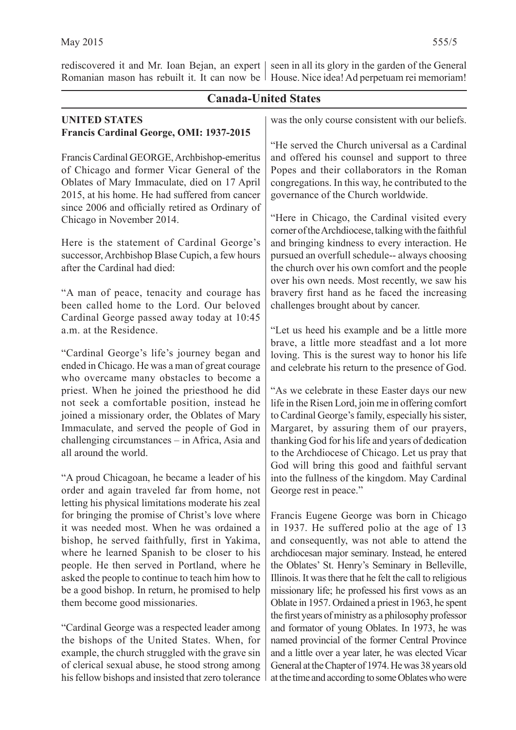rediscovered it and Mr. Ioan Bejan, an expert Romanian mason has rebuilt it. It can now be seen in all its glory in the garden of the General House. Nice idea! Ad perpetuam rei memoriam!

## Canada-United States

### UNITED STATES

### Francis Cardinal George, OMI: 1937-2015

Francis Cardinal GEORGE, Archbishop-emeritus of Chicago and former Vicar General of the Oblates of Mary Immaculate, died on 17 April 2015, at his home. He had suffered from cancer since 2006 and officially retired as Ordinary of Chicago in November 2014.

Here is the statement of Cardinal George's successor, Archbishop Blase Cupich, a few hours after the Cardinal had died:

"A man of peace, tenacity and courage has been called home to the Lord. Our beloved Cardinal George passed away today at 10:45 a.m. at the Residence.

"Cardinal George's life's journey began and ended in Chicago. He was a man of great courage who overcame many obstacles to become a priest. When he joined the priesthood he did not seek a comfortable position, instead he joined a missionary order, the Oblates of Mary Immaculate, and served the people of God in challenging circumstances – in Africa, Asia and all around the world.

"A proud Chicagoan, he became a leader of his order and again traveled far from home, not letting his physical limitations moderate his zeal for bringing the promise of Christ's love where it was needed most. When he was ordained a bishop, he served faithfully, first in Yakima, where he learned Spanish to be closer to his people. He then served in Portland, where he asked the people to continue to teach him how to be a good bishop. In return, he promised to help them become good missionaries.

"Cardinal George was a respected leader among the bishops of the United States. When, for example, the church struggled with the grave sin of clerical sexual abuse, he stood strong among his fellow bishops and insisted that zero tolerance was the only course consistent with our beliefs.

"He served the Church universal as a Cardinal and offered his counsel and support to three Popes and their collaborators in the Roman congregations. In this way, he contributed to the governance of the Church worldwide.

"Here in Chicago, the Cardinal visited every corner of the Archdiocese, talking with the faithful and bringing kindness to every interaction. He pursued an overfull schedule-- always choosing the church over his own comfort and the people over his own needs. Most recently, we saw his bravery first hand as he faced the increasing challenges brought about by cancer.

"Let us heed his example and be a little more brave, a little more steadfast and a lot more loving. This is the surest way to honor his life and celebrate his return to the presence of God.

"As we celebrate in these Easter days our new life in the Risen Lord, join me in offering comfort to Cardinal George's family, especially his sister, Margaret, by assuring them of our prayers, thanking God for his life and years of dedication to the Archdiocese of Chicago. Let us pray that God will bring this good and faithful servant into the fullness of the kingdom. May Cardinal George rest in peace."

Francis Eugene George was born in Chicago in 1937. He suffered polio at the age of 13 and consequently, was not able to attend the archdiocesan major seminary. Instead, he entered the Oblates' St. Henry's Seminary in Belleville, Illinois. It was there that he felt the call to religious missionary life; he professed his first vows as an Oblate in 1957. Ordained a priest in 1963, he spent the first years of ministry as a philosophy professor and formator of young Oblates. In 1973, he was named provincial of the former Central Province and a little over a year later, he was elected Vicar General at the Chapter of 1974. He was 38 years old at the time and according to some Oblates who were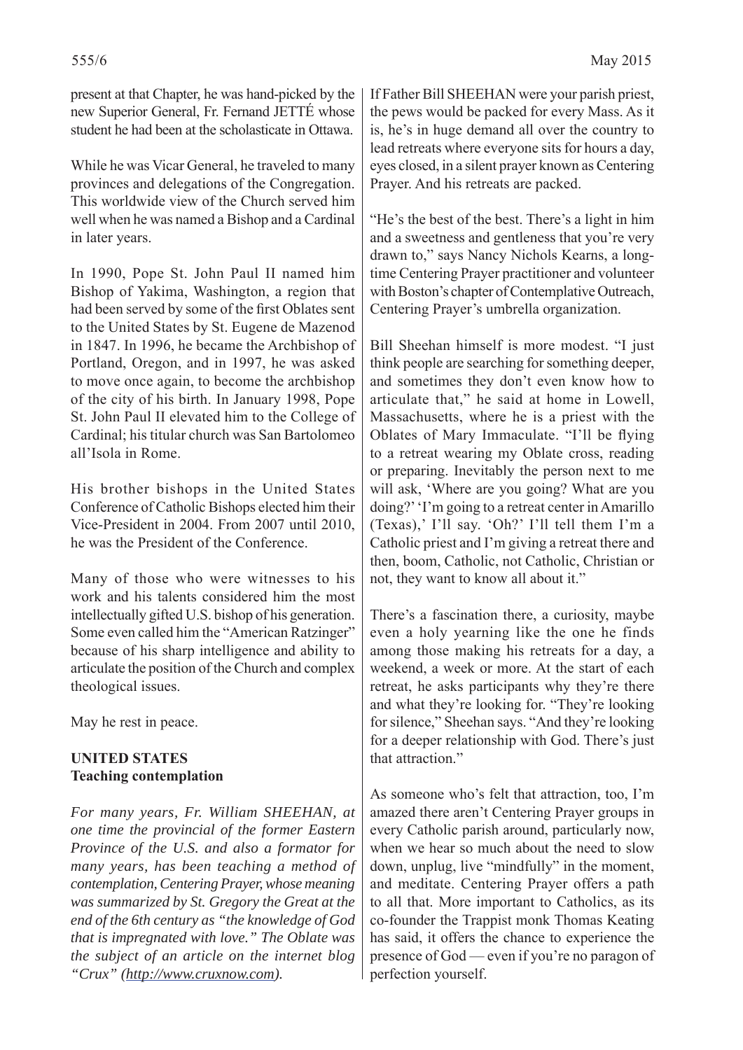present at that Chapter, he was hand-picked by the new Superior General, Fr. Fernand JETTÉ whose student he had been at the scholasticate in Ottawa.

While he was Vicar General, he traveled to many provinces and delegations of the Congregation. This worldwide view of the Church served him well when he was named a Bishop and a Cardinal in later years.

In 1990, Pope St. John Paul II named him Bishop of Yakima, Washington, a region that had been served by some of the first Oblates sent to the United States by St. Eugene de Mazenod in 1847. In 1996, he became the Archbishop of Portland, Oregon, and in 1997, he was asked to move once again, to become the archbishop of the city of his birth. In January 1998, Pope St. John Paul II elevated him to the College of Cardinal; his titular church was San Bartolomeo all'Isola in Rome.

His brother bishops in the United States Conference of Catholic Bishops elected him their Vice-President in 2004. From 2007 until 2010, he was the President of the Conference.

Many of those who were witnesses to his work and his talents considered him the most intellectually gifted U.S. bishop of his generation. Some even called him the "American Ratzinger" because of his sharp intelligence and ability to articulate the position of the Church and complex theological issues.

May he rest in peace.

**UNITED STATES**
**Teaching contemplation**

*For many years, Fr. William SHEEHAN, at one time the provincial of the former Eastern Province of the U.S. and also a formator for many years, has been teaching a method of contemplation, Centering Prayer, whose meaning was summarized by St. Gregory the Great at the end of the 6th century as "the knowledge of God that is impregnated with love." The Oblate was the subject of an article on the internet blog "Crux" (http://www.cruxnow.com).*

If Father Bill SHEEHAN were your parish priest, the pews would be packed for every Mass. As it is, he's in huge demand all over the country to lead retreats where everyone sits for hours a day, eyes closed, in a silent prayer known as Centering Prayer. And his retreats are packed.

"He's the best of the best. There's a light in him and a sweetness and gentleness that you're very drawn to," says Nancy Nichols Kearns, a long-time Centering Prayer practitioner and volunteer with Boston's chapter of Contemplative Outreach, Centering Prayer's umbrella organization.

Bill Sheehan himself is more modest. "I just think people are searching for something deeper, and sometimes they don't even know how to articulate that," he said at home in Lowell, Massachusetts, where he is a priest with the Oblates of Mary Immaculate. "I'll be flying to a retreat wearing my Oblate cross, reading or preparing. Inevitably the person next to me will ask, 'Where are you going? What are you doing?' 'I'm going to a retreat center in Amarillo (Texas),' I'll say. 'Oh?' I'll tell them I'm a Catholic priest and I'm giving a retreat there and then, boom, Catholic, not Catholic, Christian or not, they want to know all about it."

There's a fascination there, a curiosity, maybe even a holy yearning like the one he finds among those making his retreats for a day, a weekend, a week or more. At the start of each retreat, he asks participants why they're there and what they're looking for. "They're looking for silence," Sheehan says. "And they're looking for a deeper relationship with God. There's just that attraction."

As someone who's felt that attraction, too, I'm amazed there aren't Centering Prayer groups in every Catholic parish around, particularly now, when we hear so much about the need to slow down, unplug, live "mindfully" in the moment, and meditate. Centering Prayer offers a path to all that. More important to Catholics, as its co-founder the Trappist monk Thomas Keating has said, it offers the chance to experience the presence of God — even if you're no paragon of perfection yourself.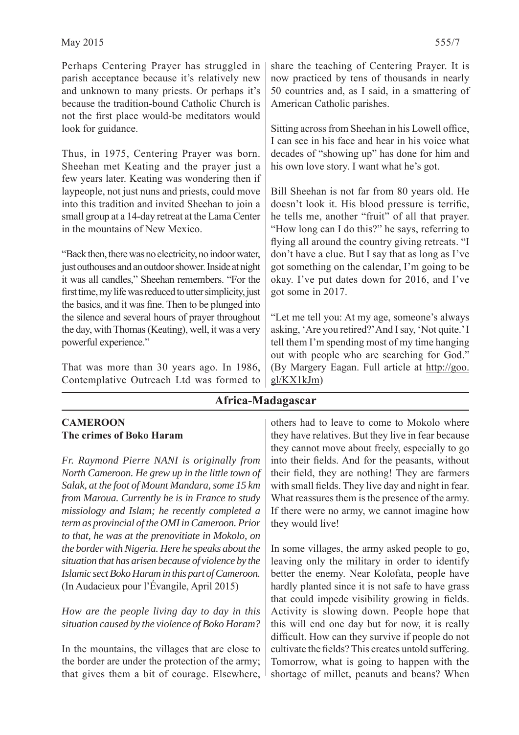Perhaps Centering Prayer has struggled in parish acceptance because it's relatively new and unknown to many priests. Or perhaps it's because the tradition-bound Catholic Church is not the first place would-be meditators would look for guidance.

Thus, in 1975, Centering Prayer was born. Sheehan met Keating and the prayer just a few years later. Keating was wondering then if laypeople, not just nuns and priests, could move into this tradition and invited Sheehan to join a small group at a 14-day retreat at the Lama Center in the mountains of New Mexico.

"Back then, there was no electricity, no indoor water, just outhouses and an outdoor shower. Inside at night it was all candles," Sheehan remembers. "For the first time, my life was reduced to utter simplicity, just the basics, and it was fine. Then to be plunged into the silence and several hours of prayer throughout the day, with Thomas (Keating), well, it was a very powerful experience."

That was more than 30 years ago. In 1986, Contemplative Outreach Ltd was formed to share the teaching of Centering Prayer. It is now practiced by tens of thousands in nearly 50 countries and, as I said, in a smattering of American Catholic parishes.

Sitting across from Sheehan in his Lowell office, I can see in his face and hear in his voice what decades of "showing up" has done for him and his own love story. I want what he's got.

Bill Sheehan is not far from 80 years old. He doesn't look it. His blood pressure is terrific, he tells me, another "fruit" of all that prayer. "How long can I do this?" he says, referring to flying all around the country giving retreats. "I don't have a clue. But I say that as long as I've got something on the calendar, I'm going to be okay. I've put dates down for 2016, and I've got some in 2017.

"Let me tell you: At my age, someone's always asking, 'Are you retired?' And I say, 'Not quite.' I tell them I'm spending most of my time hanging out with people who are searching for God." (By Margery Eagan. Full article at http://goo.gl/KX1kJm)

## Africa-Madagascar

### CAMEROON
### The crimes of Boko Haram

*Fr. Raymond Pierre NANI is originally from North Cameroon. He grew up in the little town of Salak, at the foot of Mount Mandara, some 15 km from Maroua. Currently he is in France to study missiology and Islam; he recently completed a term as provincial of the OMI in Cameroon. Prior to that, he was at the prenovitiate in Mokolo, on the border with Nigeria. Here he speaks about the situation that has arisen because of violence by the Islamic sect Boko Haram in this part of Cameroon.* (In Audacieux pour l'Évangile, April 2015)

*How are the people living day to day in this situation caused by the violence of Boko Haram?*

In the mountains, the villages that are close to the border are under the protection of the army; that gives them a bit of courage. Elsewhere, others had to leave to come to Mokolo where they have relatives. But they live in fear because they cannot move about freely, especially to go into their fields. And for the peasants, without their field, they are nothing! They are farmers with small fields. They live day and night in fear. What reassures them is the presence of the army. If there were no army, we cannot imagine how they would live!

In some villages, the army asked people to go, leaving only the military in order to identify better the enemy. Near Kolofata, people have hardly planted since it is not safe to have grass that could impede visibility growing in fields. Activity is slowing down. People hope that this will end one day but for now, it is really difficult. How can they survive if people do not cultivate the fields? This creates untold suffering. Tomorrow, what is going to happen with the shortage of millet, peanuts and beans? When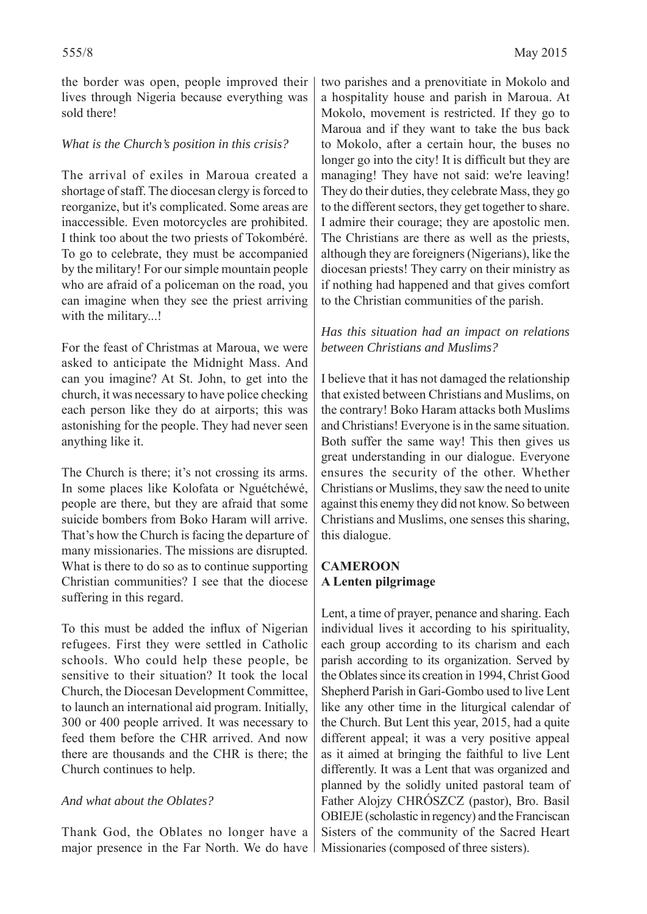the border was open, people improved their lives through Nigeria because everything was sold there!

*What is the Church's position in this crisis?*

The arrival of exiles in Maroua created a shortage of staff. The diocesan clergy is forced to reorganize, but it's complicated. Some areas are inaccessible. Even motorcycles are prohibited. I think too about the two priests of Tokombéré. To go to celebrate, they must be accompanied by the military! For our simple mountain people who are afraid of a policeman on the road, you can imagine when they see the priest arriving with the military...!

For the feast of Christmas at Maroua, we were asked to anticipate the Midnight Mass. And can you imagine? At St. John, to get into the church, it was necessary to have police checking each person like they do at airports; this was astonishing for the people. They had never seen anything like it.

The Church is there; it's not crossing its arms. In some places like Kolofata or Nguétchéwé, people are there, but they are afraid that some suicide bombers from Boko Haram will arrive. That's how the Church is facing the departure of many missionaries. The missions are disrupted. What is there to do so as to continue supporting Christian communities? I see that the diocese suffering in this regard.

To this must be added the influx of Nigerian refugees. First they were settled in Catholic schools. Who could help these people, be sensitive to their situation? It took the local Church, the Diocesan Development Committee, to launch an international aid program. Initially, 300 or 400 people arrived. It was necessary to feed them before the CHR arrived. And now there are thousands and the CHR is there; the Church continues to help.

*And what about the Oblates?*

Thank God, the Oblates no longer have a major presence in the Far North. We do have two parishes and a prenovitiate in Mokolo and a hospitality house and parish in Maroua. At Mokolo, movement is restricted. If they go to Maroua and if they want to take the bus back to Mokolo, after a certain hour, the buses no longer go into the city! It is difficult but they are managing! They have not said: we're leaving! They do their duties, they celebrate Mass, they go to the different sectors, they get together to share. I admire their courage; they are apostolic men. The Christians are there as well as the priests, although they are foreigners (Nigerians), like the diocesan priests! They carry on their ministry as if nothing had happened and that gives comfort to the Christian communities of the parish.

*Has this situation had an impact on relations between Christians and Muslims?*

I believe that it has not damaged the relationship that existed between Christians and Muslims, on the contrary! Boko Haram attacks both Muslims and Christians! Everyone is in the same situation. Both suffer the same way! This then gives us great understanding in our dialogue. Everyone ensures the security of the other. Whether Christians or Muslims, they saw the need to unite against this enemy they did not know. So between Christians and Muslims, one senses this sharing, this dialogue.

## CAMEROON
## A Lenten pilgrimage

Lent, a time of prayer, penance and sharing. Each individual lives it according to his spirituality, each group according to its charism and each parish according to its organization. Served by the Oblates since its creation in 1994, Christ Good Shepherd Parish in Gari-Gombo used to live Lent like any other time in the liturgical calendar of the Church. But Lent this year, 2015, had a quite different appeal; it was a very positive appeal as it aimed at bringing the faithful to live Lent differently. It was a Lent that was organized and planned by the solidly united pastoral team of Father Alojzy CHRÓSZCZ (pastor), Bro. Basil OBIEJE (scholastic in regency) and the Franciscan Sisters of the community of the Sacred Heart Missionaries (composed of three sisters).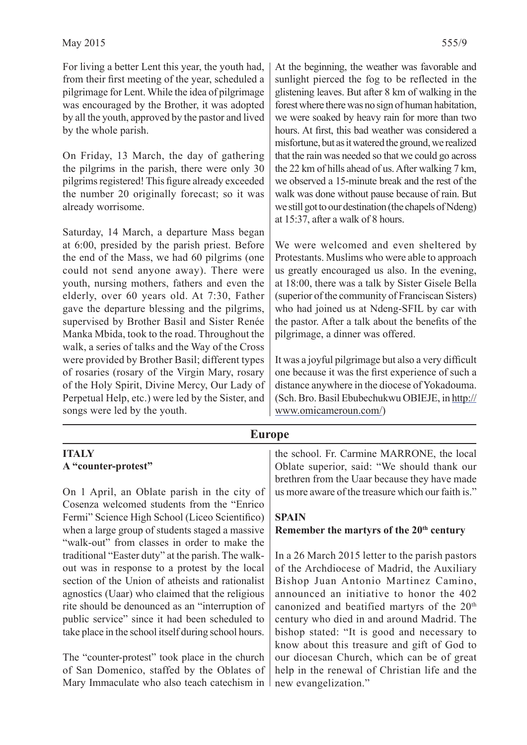For living a better Lent this year, the youth had, from their first meeting of the year, scheduled a pilgrimage for Lent. While the idea of pilgrimage was encouraged by the Brother, it was adopted by all the youth, approved by the pastor and lived by the whole parish.

On Friday, 13 March, the day of gathering the pilgrims in the parish, there were only 30 pilgrims registered! This figure already exceeded the number 20 originally forecast; so it was already worrisome.

Saturday, 14 March, a departure Mass began at 6:00, presided by the parish priest. Before the end of the Mass, we had 60 pilgrims (one could not send anyone away). There were youth, nursing mothers, fathers and even the elderly, over 60 years old. At 7:30, Father gave the departure blessing and the pilgrims, supervised by Brother Basil and Sister Renée Manka Mbida, took to the road. Throughout the walk, a series of talks and the Way of the Cross were provided by Brother Basil; different types of rosaries (rosary of the Virgin Mary, rosary of the Holy Spirit, Divine Mercy, Our Lady of Perpetual Help, etc.) were led by the Sister, and songs were led by the youth.

At the beginning, the weather was favorable and sunlight pierced the fog to be reflected in the glistening leaves. But after 8 km of walking in the forest where there was no sign of human habitation, we were soaked by heavy rain for more than two hours. At first, this bad weather was considered a misfortune, but as it watered the ground, we realized that the rain was needed so that we could go across the 22 km of hills ahead of us. After walking 7 km, we observed a 15-minute break and the rest of the walk was done without pause because of rain. But we still got to our destination (the chapels of Ndeng) at 15:37, after a walk of 8 hours.

We were welcomed and even sheltered by Protestants. Muslims who were able to approach us greatly encouraged us also. In the evening, at 18:00, there was a talk by Sister Gisele Bella (superior of the community of Franciscan Sisters) who had joined us at Ndeng-SFIL by car with the pastor. After a talk about the benefits of the pilgrimage, a dinner was offered.

It was a joyful pilgrimage but also a very difficult one because it was the first experience of such a distance anywhere in the diocese of Yokadouma. (Sch. Bro. Basil Ebubechukwu OBIEJE, in http://www.omicameroun.com/)

## Europe

### ITALY
### A "counter-protest"

On 1 April, an Oblate parish in the city of Cosenza welcomed students from the "Enrico Fermi" Science High School (Liceo Scientifico) when a large group of students staged a massive "walk-out" from classes in order to make the traditional "Easter duty" at the parish. The walk-out was in response to a protest by the local section of the Union of atheists and rationalist agnostics (Uaar) who claimed that the religious rite should be denounced as an "interruption of public service" since it had been scheduled to take place in the school itself during school hours.

The "counter-protest" took place in the church of San Domenico, staffed by the Oblates of Mary Immaculate who also teach catechism in the school. Fr. Carmine MARRONE, the local Oblate superior, said: "We should thank our brethren from the Uaar because they have made us more aware of the treasure which our faith is."

### SPAIN
### Remember the martyrs of the 20th century

In a 26 March 2015 letter to the parish pastors of the Archdiocese of Madrid, the Auxiliary Bishop Juan Antonio Martinez Camino, announced an initiative to honor the 402 canonized and beatified martyrs of the 20th century who died in and around Madrid. The bishop stated: "It is good and necessary to know about this treasure and gift of God to our diocesan Church, which can be of great help in the renewal of Christian life and the new evangelization."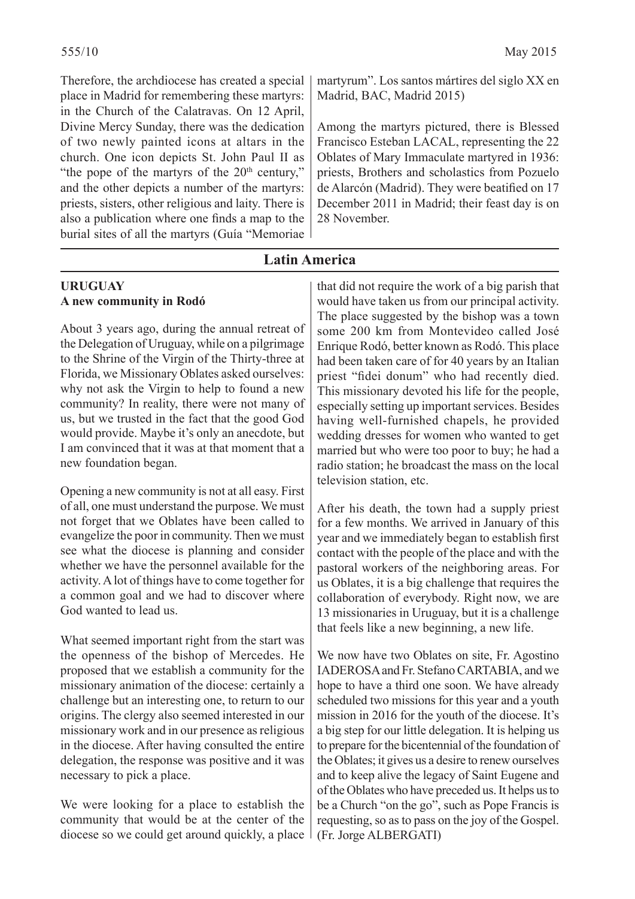Therefore, the archdiocese has created a special place in Madrid for remembering these martyrs: in the Church of the Calatravas. On 12 April, Divine Mercy Sunday, there was the dedication of two newly painted icons at altars in the church. One icon depicts St. John Paul II as "the pope of the martyrs of the 20th century," and the other depicts a number of the martyrs: priests, sisters, other religious and laity. There is also a publication where one finds a map to the burial sites of all the martyrs (Guía "Memoriae martyrum". Los santos mártires del siglo XX en Madrid, BAC, Madrid 2015)

Among the martyrs pictured, there is Blessed Francisco Esteban LACAL, representing the 22 Oblates of Mary Immaculate martyred in 1936: priests, Brothers and scholastics from Pozuelo de Alarcón (Madrid). They were beatified on 17 December 2011 in Madrid; their feast day is on 28 November.

## Latin America

### URUGUAY
### A new community in Rodó

About 3 years ago, during the annual retreat of the Delegation of Uruguay, while on a pilgrimage to the Shrine of the Virgin of the Thirty-three at Florida, we Missionary Oblates asked ourselves: why not ask the Virgin to help to found a new community? In reality, there were not many of us, but we trusted in the fact that the good God would provide. Maybe it's only an anecdote, but I am convinced that it was at that moment that a new foundation began.

Opening a new community is not at all easy. First of all, one must understand the purpose. We must not forget that we Oblates have been called to evangelize the poor in community. Then we must see what the diocese is planning and consider whether we have the personnel available for the activity. A lot of things have to come together for a common goal and we had to discover where God wanted to lead us.

What seemed important right from the start was the openness of the bishop of Mercedes. He proposed that we establish a community for the missionary animation of the diocese: certainly a challenge but an interesting one, to return to our origins. The clergy also seemed interested in our missionary work and in our presence as religious in the diocese. After having consulted the entire delegation, the response was positive and it was necessary to pick a place.

We were looking for a place to establish the community that would be at the center of the diocese so we could get around quickly, a place that did not require the work of a big parish that would have taken us from our principal activity. The place suggested by the bishop was a town some 200 km from Montevideo called José Enrique Rodó, better known as Rodó. This place had been taken care of for 40 years by an Italian priest "fidei donum" who had recently died. This missionary devoted his life for the people, especially setting up important services. Besides having well-furnished chapels, he provided wedding dresses for women who wanted to get married but who were too poor to buy; he had a radio station; he broadcast the mass on the local television station, etc.

After his death, the town had a supply priest for a few months. We arrived in January of this year and we immediately began to establish first contact with the people of the place and with the pastoral workers of the neighboring areas. For us Oblates, it is a big challenge that requires the collaboration of everybody. Right now, we are 13 missionaries in Uruguay, but it is a challenge that feels like a new beginning, a new life.

We now have two Oblates on site, Fr. Agostino IADEROSA and Fr. Stefano CARTABIA, and we hope to have a third one soon. We have already scheduled two missions for this year and a youth mission in 2016 for the youth of the diocese. It's a big step for our little delegation. It is helping us to prepare for the bicentennial of the foundation of the Oblates; it gives us a desire to renew ourselves and to keep alive the legacy of Saint Eugene and of the Oblates who have preceded us. It helps us to be a Church "on the go", such as Pope Francis is requesting, so as to pass on the joy of the Gospel. (Fr. Jorge ALBERGATI)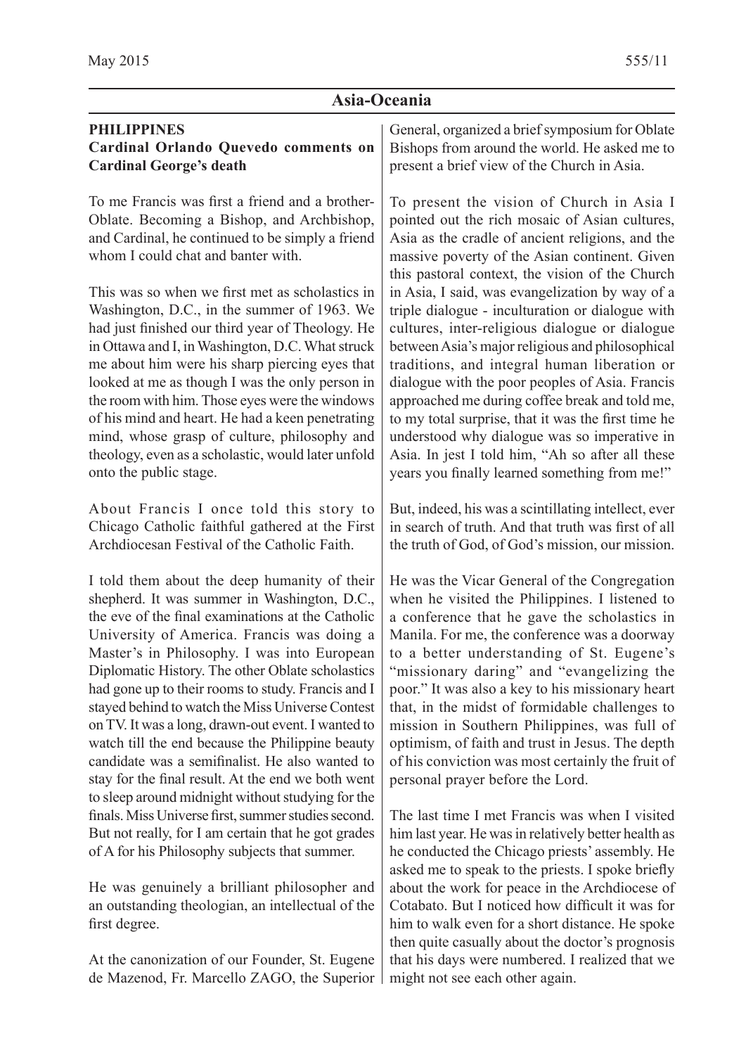## Asia-Oceania

### PHILIPPINES

**Cardinal Orlando Quevedo comments on Cardinal George's death**

To me Francis was first a friend and a brother-Oblate. Becoming a Bishop, and Archbishop, and Cardinal, he continued to be simply a friend whom I could chat and banter with.

This was so when we first met as scholastics in Washington, D.C., in the summer of 1963. We had just finished our third year of Theology. He in Ottawa and I, in Washington, D.C. What struck me about him were his sharp piercing eyes that looked at me as though I was the only person in the room with him. Those eyes were the windows of his mind and heart. He had a keen penetrating mind, whose grasp of culture, philosophy and theology, even as a scholastic, would later unfold onto the public stage.

About Francis I once told this story to Chicago Catholic faithful gathered at the First Archdiocesan Festival of the Catholic Faith.

I told them about the deep humanity of their shepherd. It was summer in Washington, D.C., the eve of the final examinations at the Catholic University of America. Francis was doing a Master's in Philosophy. I was into European Diplomatic History. The other Oblate scholastics had gone up to their rooms to study. Francis and I stayed behind to watch the Miss Universe Contest on TV. It was a long, drawn-out event. I wanted to watch till the end because the Philippine beauty candidate was a semifinalist. He also wanted to stay for the final result. At the end we both went to sleep around midnight without studying for the finals. Miss Universe first, summer studies second. But not really, for I am certain that he got grades of A for his Philosophy subjects that summer.

He was genuinely a brilliant philosopher and an outstanding theologian, an intellectual of the first degree.

At the canonization of our Founder, St. Eugene de Mazenod, Fr. Marcello ZAGO, the Superior General, organized a brief symposium for Oblate Bishops from around the world. He asked me to present a brief view of the Church in Asia.

To present the vision of Church in Asia I pointed out the rich mosaic of Asian cultures, Asia as the cradle of ancient religions, and the massive poverty of the Asian continent. Given this pastoral context, the vision of the Church in Asia, I said, was evangelization by way of a triple dialogue - inculturation or dialogue with cultures, inter-religious dialogue or dialogue between Asia's major religious and philosophical traditions, and integral human liberation or dialogue with the poor peoples of Asia. Francis approached me during coffee break and told me, to my total surprise, that it was the first time he understood why dialogue was so imperative in Asia. In jest I told him, "Ah so after all these years you finally learned something from me!"

But, indeed, his was a scintillating intellect, ever in search of truth. And that truth was first of all the truth of God, of God's mission, our mission.

He was the Vicar General of the Congregation when he visited the Philippines. I listened to a conference that he gave the scholastics in Manila. For me, the conference was a doorway to a better understanding of St. Eugene's "missionary daring" and "evangelizing the poor." It was also a key to his missionary heart that, in the midst of formidable challenges to mission in Southern Philippines, was full of optimism, of faith and trust in Jesus. The depth of his conviction was most certainly the fruit of personal prayer before the Lord.

The last time I met Francis was when I visited him last year. He was in relatively better health as he conducted the Chicago priests' assembly. He asked me to speak to the priests. I spoke briefly about the work for peace in the Archdiocese of Cotabato. But I noticed how difficult it was for him to walk even for a short distance. He spoke then quite casually about the doctor's prognosis that his days were numbered. I realized that we might not see each other again.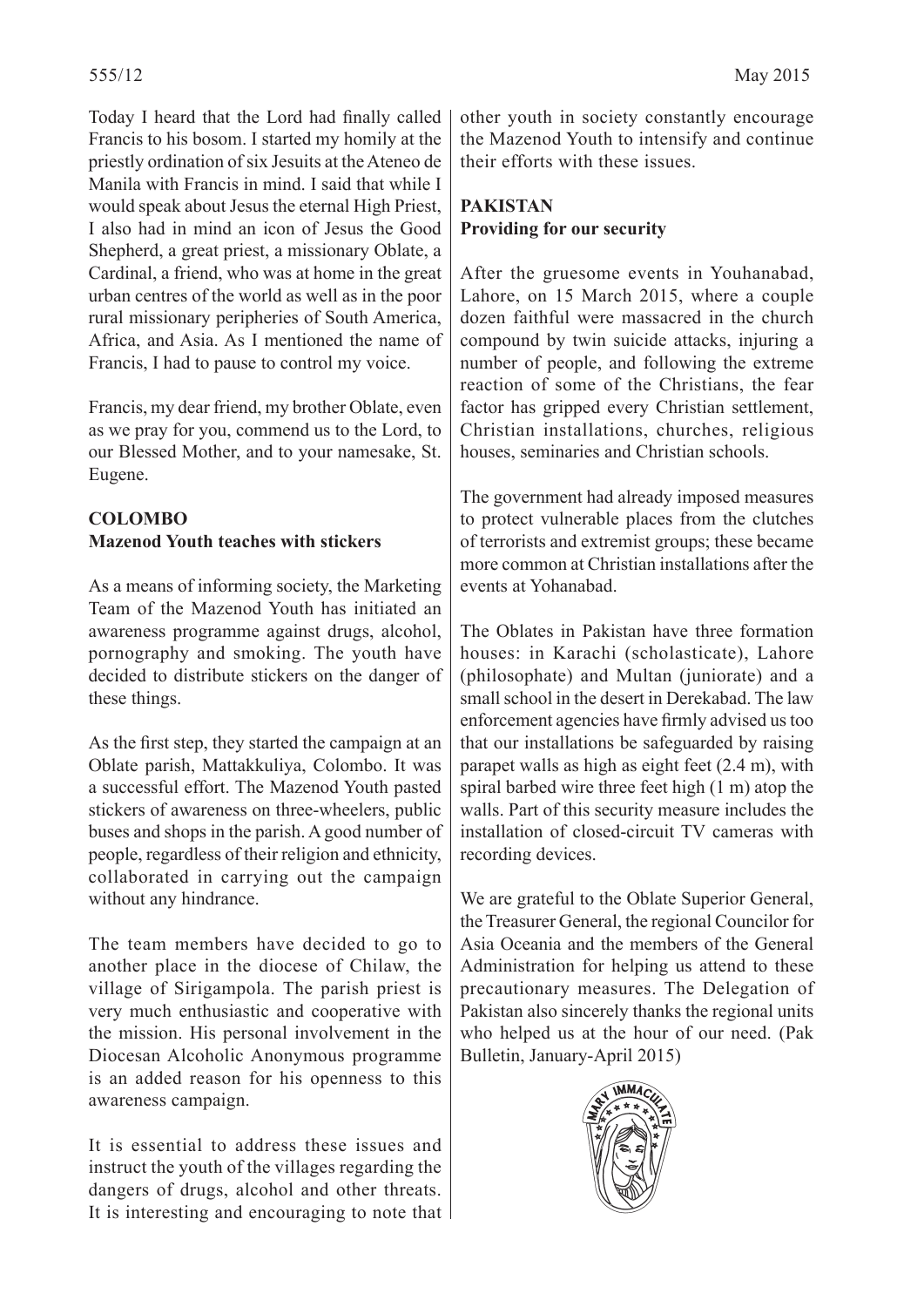Today I heard that the Lord had finally called Francis to his bosom. I started my homily at the priestly ordination of six Jesuits at the Ateneo de Manila with Francis in mind. I said that while I would speak about Jesus the eternal High Priest, I also had in mind an icon of Jesus the Good Shepherd, a great priest, a missionary Oblate, a Cardinal, a friend, who was at home in the great urban centres of the world as well as in the poor rural missionary peripheries of South America, Africa, and Asia. As I mentioned the name of Francis, I had to pause to control my voice.

Francis, my dear friend, my brother Oblate, even as we pray for you, commend us to the Lord, to our Blessed Mother, and to your namesake, St. Eugene.

## COLOMBO
### Mazenod Youth teaches with stickers

As a means of informing society, the Marketing Team of the Mazenod Youth has initiated an awareness programme against drugs, alcohol, pornography and smoking. The youth have decided to distribute stickers on the danger of these things.

As the first step, they started the campaign at an Oblate parish, Mattakkuliya, Colombo. It was a successful effort. The Mazenod Youth pasted stickers of awareness on three-wheelers, public buses and shops in the parish. A good number of people, regardless of their religion and ethnicity, collaborated in carrying out the campaign without any hindrance.

The team members have decided to go to another place in the diocese of Chilaw, the village of Sirigampola. The parish priest is very much enthusiastic and cooperative with the mission. His personal involvement in the Diocesan Alcoholic Anonymous programme is an added reason for his openness to this awareness campaign.

It is essential to address these issues and instruct the youth of the villages regarding the dangers of drugs, alcohol and other threats. It is interesting and encouraging to note that other youth in society constantly encourage the Mazenod Youth to intensify and continue their efforts with these issues.

## PAKISTAN
### Providing for our security

After the gruesome events in Youhanabad, Lahore, on 15 March 2015, where a couple dozen faithful were massacred in the church compound by twin suicide attacks, injuring a number of people, and following the extreme reaction of some of the Christians, the fear factor has gripped every Christian settlement, Christian installations, churches, religious houses, seminaries and Christian schools.

The government had already imposed measures to protect vulnerable places from the clutches of terrorists and extremist groups; these became more common at Christian installations after the events at Yohanabad.

The Oblates in Pakistan have three formation houses: in Karachi (scholasticate), Lahore (philosophate) and Multan (juniorate) and a small school in the desert in Derekabad. The law enforcement agencies have firmly advised us too that our installations be safeguarded by raising parapet walls as high as eight feet (2.4 m), with spiral barbed wire three feet high (1 m) atop the walls. Part of this security measure includes the installation of closed-circuit TV cameras with recording devices.

We are grateful to the Oblate Superior General, the Treasurer General, the regional Councilor for Asia Oceania and the members of the General Administration for helping us attend to these precautionary measures. The Delegation of Pakistan also sincerely thanks the regional units who helped us at the hour of our need. (Pak Bulletin, January-April 2015)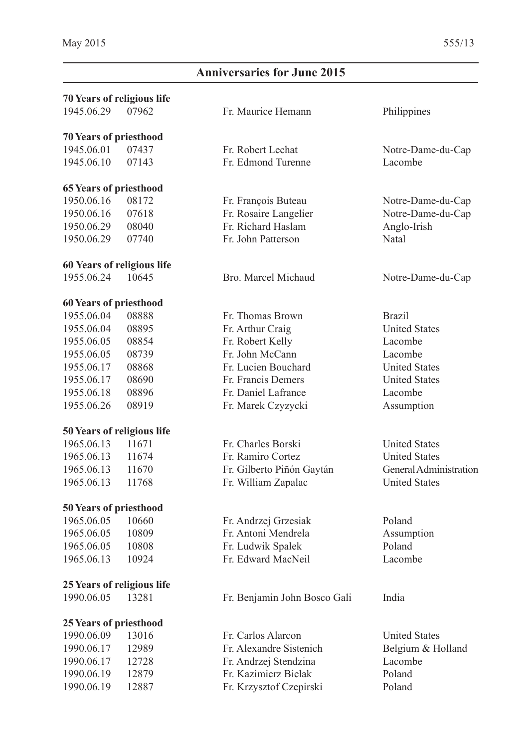## Anniversaries for June 2015

**70 Years of religious life**

| | | | |
|---|---|---|---|
| 1945.06.29 | 07962 | Fr. Maurice Hemann | Philippines |

**70 Years of priesthood**

| | | | |
|---|---|---|---|
| 1945.06.01 | 07437 | Fr. Robert Lechat | Notre-Dame-du-Cap |
| 1945.06.10 | 07143 | Fr. Edmond Turenne | Lacombe |

**65 Years of priesthood**

| | | | |
|---|---|---|---|
| 1950.06.16 | 08172 | Fr. François Buteau | Notre-Dame-du-Cap |
| 1950.06.16 | 07618 | Fr. Rosaire Langelier | Notre-Dame-du-Cap |
| 1950.06.29 | 08040 | Fr. Richard Haslam | Anglo-Irish |
| 1950.06.29 | 07740 | Fr. John Patterson | Natal |

**60 Years of religious life**

| | | | |
|---|---|---|---|
| 1955.06.24 | 10645 | Bro. Marcel Michaud | Notre-Dame-du-Cap |

**60 Years of priesthood**

| | | | |
|---|---|---|---|
| 1955.06.04 | 08888 | Fr. Thomas Brown | Brazil |
| 1955.06.04 | 08895 | Fr. Arthur Craig | United States |
| 1955.06.05 | 08854 | Fr. Robert Kelly | Lacombe |
| 1955.06.05 | 08739 | Fr. John McCann | Lacombe |
| 1955.06.17 | 08868 | Fr. Lucien Bouchard | United States |
| 1955.06.17 | 08690 | Fr. Francis Demers | United States |
| 1955.06.18 | 08896 | Fr. Daniel Lafrance | Lacombe |
| 1955.06.26 | 08919 | Fr. Marek Czyzycki | Assumption |

**50 Years of religious life**

| | | | |
|---|---|---|---|
| 1965.06.13 | 11671 | Fr. Charles Borski | United States |
| 1965.06.13 | 11674 | Fr. Ramiro Cortez | United States |
| 1965.06.13 | 11670 | Fr. Gilberto Piñón Gaytán | General Administration |
| 1965.06.13 | 11768 | Fr. William Zapalac | United States |

**50 Years of priesthood**

| | | | |
|---|---|---|---|
| 1965.06.05 | 10660 | Fr. Andrzej Grzesiak | Poland |
| 1965.06.05 | 10809 | Fr. Antoni Mendrela | Assumption |
| 1965.06.05 | 10808 | Fr. Ludwik Spalek | Poland |
| 1965.06.13 | 10924 | Fr. Edward MacNeil | Lacombe |

**25 Years of religious life**

| | | | |
|---|---|---|---|
| 1990.06.05 | 13281 | Fr. Benjamin John Bosco Gali | India |

**25 Years of priesthood**

| | | | |
|---|---|---|---|
| 1990.06.09 | 13016 | Fr. Carlos Alarcon | United States |
| 1990.06.17 | 12989 | Fr. Alexandre Sistenich | Belgium & Holland |
| 1990.06.17 | 12728 | Fr. Andrzej Stendzina | Lacombe |
| 1990.06.19 | 12879 | Fr. Kazimierz Bielak | Poland |
| 1990.06.19 | 12887 | Fr. Krzysztof Czepirski | Poland |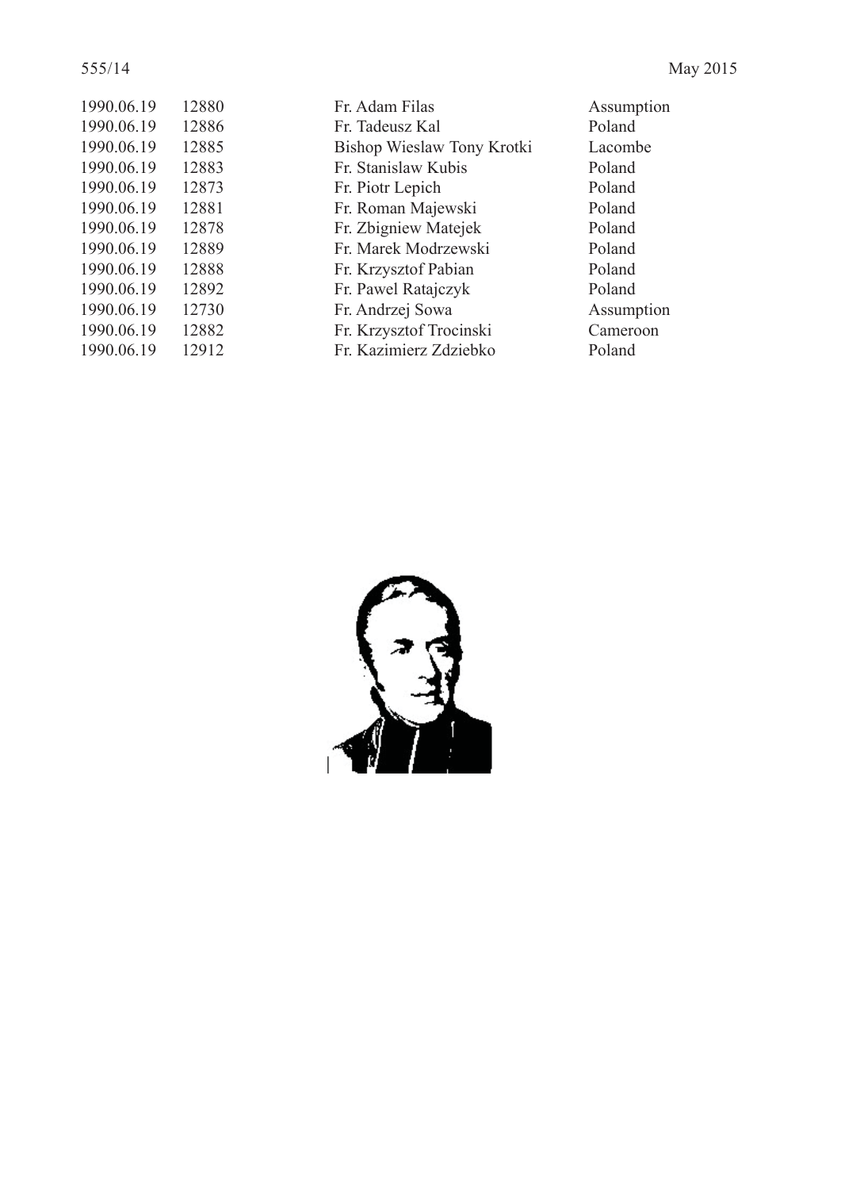| | | | |
|---|---|---|---|
| 1990.06.19 | 12880 | Fr. Adam Filas | Assumption |
| 1990.06.19 | 12886 | Fr. Tadeusz Kal | Poland |
| 1990.06.19 | 12885 | Bishop Wieslaw Tony Krotki | Lacombe |
| 1990.06.19 | 12883 | Fr. Stanislaw Kubis | Poland |
| 1990.06.19 | 12873 | Fr. Piotr Lepich | Poland |
| 1990.06.19 | 12881 | Fr. Roman Majewski | Poland |
| 1990.06.19 | 12878 | Fr. Zbigniew Matejek | Poland |
| 1990.06.19 | 12889 | Fr. Marek Modrzewski | Poland |
| 1990.06.19 | 12888 | Fr. Krzysztof Pabian | Poland |
| 1990.06.19 | 12892 | Fr. Pawel Ratajczyk | Poland |
| 1990.06.19 | 12730 | Fr. Andrzej Sowa | Assumption |
| 1990.06.19 | 12882 | Fr. Krzysztof Trocinski | Cameroon |
| 1990.06.19 | 12912 | Fr. Kazimierz Zdziebko | Poland |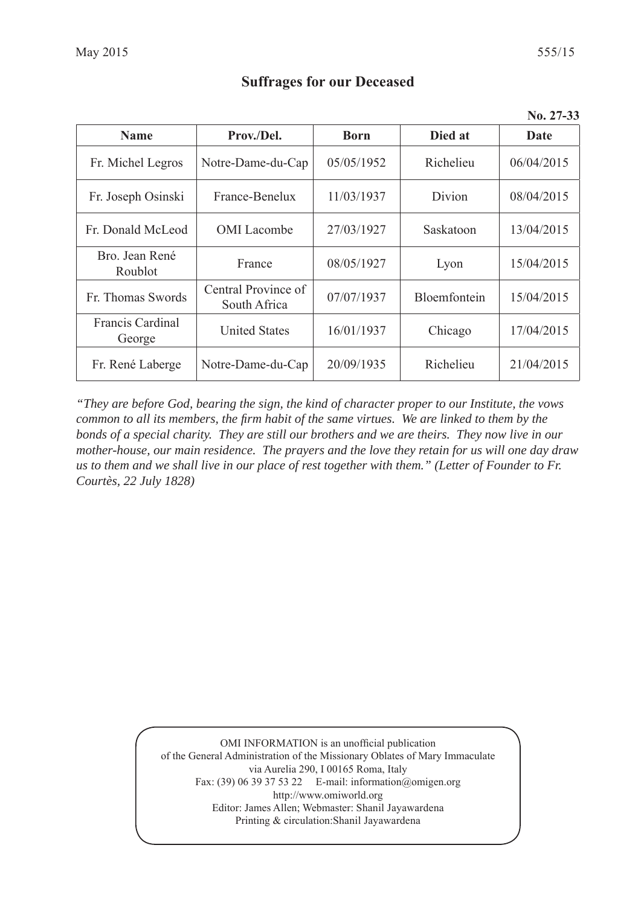## Suffrages for our Deceased

**No. 27-33**

| Name | Prov./Del. | Born | Died at | Date |
|---|---|---|---|---|
| Fr. Michel Legros | Notre-Dame-du-Cap | 05/05/1952 | Richelieu | 06/04/2015 |
| Fr. Joseph Osinski | France-Benelux | 11/03/1937 | Divion | 08/04/2015 |
| Fr. Donald McLeod | OMI Lacombe | 27/03/1927 | Saskatoon | 13/04/2015 |
| Bro. Jean René Roublot | France | 08/05/1927 | Lyon | 15/04/2015 |
| Fr. Thomas Swords | Central Province of South Africa | 07/07/1937 | Bloemfontein | 15/04/2015 |
| Francis Cardinal George | United States | 16/01/1937 | Chicago | 17/04/2015 |
| Fr. René Laberge | Notre-Dame-du-Cap | 20/09/1935 | Richelieu | 21/04/2015 |

*"They are before God, bearing the sign, the kind of character proper to our Institute, the vows common to all its members, the firm habit of the same virtues. We are linked to them by the bonds of a special charity. They are still our brothers and we are theirs. They now live in our mother-house, our main residence. The prayers and the love they retain for us will one day draw us to them and we shall live in our place of rest together with them." (Letter of Founder to Fr. Courtès, 22 July 1828)*

OMI INFORMATION is an unofficial publication
of the General Administration of the Missionary Oblates of Mary Immaculate
via Aurelia 290, I 00165 Roma, Italy
Fax: (39) 06 39 37 53 22 E-mail: information@omigen.org
http://www.omiworld.org
Editor: James Allen; Webmaster: Shanil Jayawardena
Printing & circulation:Shanil Jayawardena